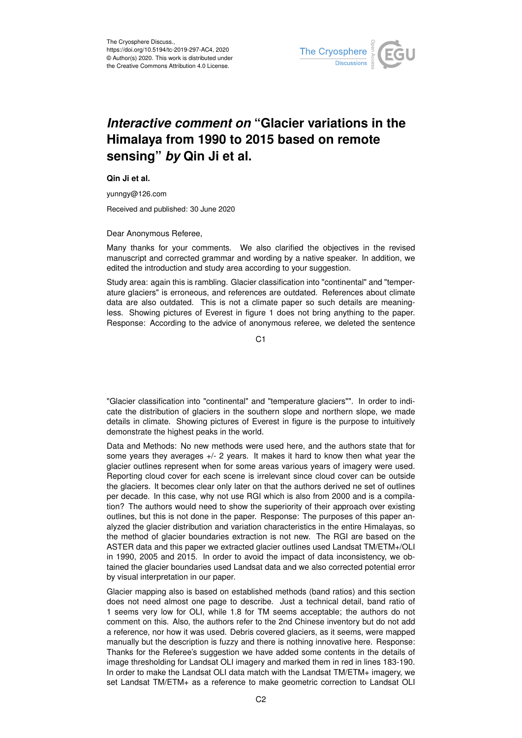# *Interactive comment on* "Glacier variations in the Himalaya from 1990 to 2015 based on remote sensing" *by* Qin Ji et al.

**Qin Ji et al.**

yunngy@126.com

Received and published: 30 June 2020

Dear Anonymous Referee,

Many thanks for your comments. We also clarified the objectives in the revised manuscript and corrected grammar and wording by a native speaker. In addition, we edited the introduction and study area according to your suggestion.

Study area: again this is rambling. Glacier classification into "continental" and "temperature glaciers" is erroneous, and references are outdated. References about climate data are also outdated. This is not a climate paper so such details are meaningless. Showing pictures of Everest in figure 1 does not bring anything to the paper. Response: According to the advice of anonymous referee, we deleted the sentence "Glacier classification into "continental" and "temperature glaciers"". In order to indicate the distribution of glaciers in the southern slope and northern slope, we made details in climate. Showing pictures of Everest in figure is the purpose to intuitively demonstrate the highest peaks in the world.

Data and Methods: No new methods were used here, and the authors state that for some years they averages +/- 2 years. It makes it hard to know then what year the glacier outlines represent when for some areas various years of imagery were used. Reporting cloud cover for each scene is irrelevant since cloud cover can be outside the glaciers. It becomes clear only later on that the authors derived ne set of outlines per decade. In this case, why not use RGI which is also from 2000 and is a compilation? The authors would need to show the superiority of their approach over existing outlines, but this is not done in the paper. Response: The purposes of this paper analyzed the glacier distribution and variation characteristics in the entire Himalayas, so the method of glacier boundaries extraction is not new. The RGI are based on the ASTER data and this paper we extracted glacier outlines used Landsat TM/ETM+/OLI in 1990, 2005 and 2015. In order to avoid the impact of data inconsistency, we obtained the glacier boundaries used Landsat data and we also corrected potential error by visual interpretation in our paper.

Glacier mapping also is based on established methods (band ratios) and this section does not need almost one page to describe. Just a technical detail, band ratio of 1 seems very low for OLI, while 1.8 for TM seems acceptable; the authors do not comment on this. Also, the authors refer to the 2nd Chinese inventory but do not add a reference, nor how it was used. Debris covered glaciers, as it seems, were mapped manually but the description is fuzzy and there is nothing innovative here. Response: Thanks for the Referee's suggestion we have added some contents in the details of image thresholding for Landsat OLI imagery and marked them in red in lines 183-190. In order to make the Landsat OLI data match with the Landsat TM/ETM+ imagery, we set Landsat TM/ETM+ as a reference to make geometric correction to Landsat OLI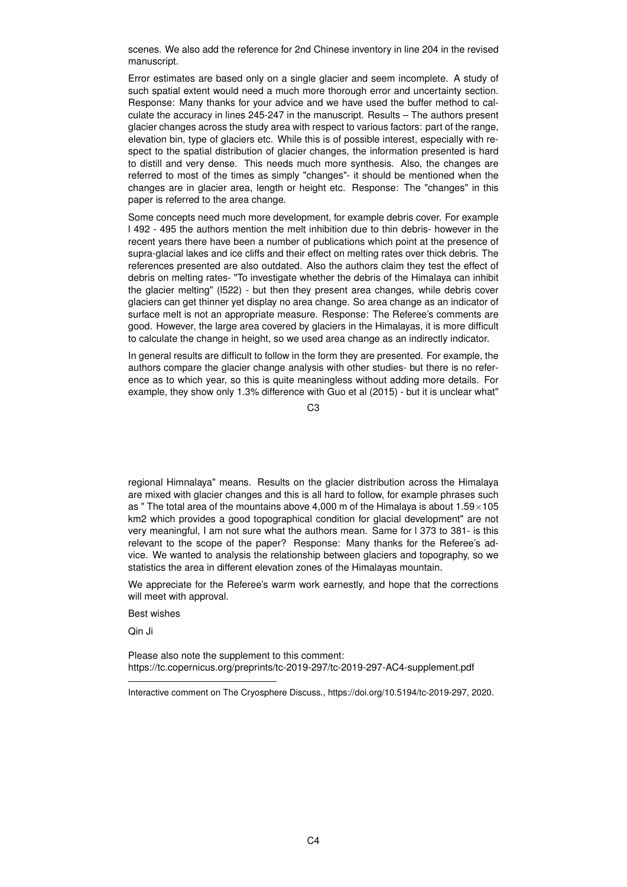scenes. We also add the reference for 2nd Chinese inventory in line 204 in the revised manuscript.

Error estimates are based only on a single glacier and seem incomplete. A study of such spatial extent would need a much more thorough error and uncertainty section. Response: Many thanks for your advice and we have used the buffer method to calculate the accuracy in lines 245-247 in the manuscript. Results – The authors present glacier changes across the study area with respect to various factors: part of the range, elevation bin, type of glaciers etc. While this is of possible interest, especially with respect to the spatial distribution of glacier changes, the information presented is hard to distill and very dense. This needs much more synthesis. Also, the changes are referred to most of the times as simply "changes"- it should be mentioned when the changes are in glacier area, length or height etc. Response: The "changes" in this paper is referred to the area change.

Some concepts need much more development, for example debris cover. For example l 492 - 495 the authors mention the melt inhibition due to thin debris- however in the recent years there have been a number of publications which point at the presence of supra-glacial lakes and ice cliffs and their effect on melting rates over thick debris. The references presented are also outdated. Also the authors claim they test the effect of debris on melting rates- "To investigate whether the debris of the Himalaya can inhibit the glacier melting" (l522) - but then they present area changes, while debris cover glaciers can get thinner yet display no area change. So area change as an indicator of surface melt is not an appropriate measure. Response: The Referee's comments are good. However, the large area covered by glaciers in the Himalayas, it is more difficult to calculate the change in height, so we used area change as an indirectly indicator.

In general results are difficult to follow in the form they are presented. For example, the authors compare the glacier change analysis with other studies- but there is no reference as to which year, so this is quite meaningless without adding more details. For example, they show only 1.3% difference with Guo et al (2015) - but it is unclear what" regional Himnalaya" means. Results on the glacier distribution across the Himalaya are mixed with glacier changes and this is all hard to follow, for example phrases such as " The total area of the mountains above 4,000 m of the Himalaya is about $1.59\times105$ km2 which provides a good topographical condition for glacial development" are not very meaningful, I am not sure what the authors mean. Same for l 373 to 381- is this relevant to the scope of the paper? Response: Many thanks for the Referee's advice. We wanted to analysis the relationship between glaciers and topography, so we statistics the area in different elevation zones of the Himalayas mountain.

We appreciate for the Referee's warm work earnestly, and hope that the corrections will meet with approval.

Best wishes

Qin Ji

Please also note the supplement to this comment:
https://tc.copernicus.org/preprints/tc-2019-297/tc-2019-297-AC4-supplement.pdf

---

Interactive comment on The Cryosphere Discuss., https://doi.org/10.5194/tc-2019-297, 2020.